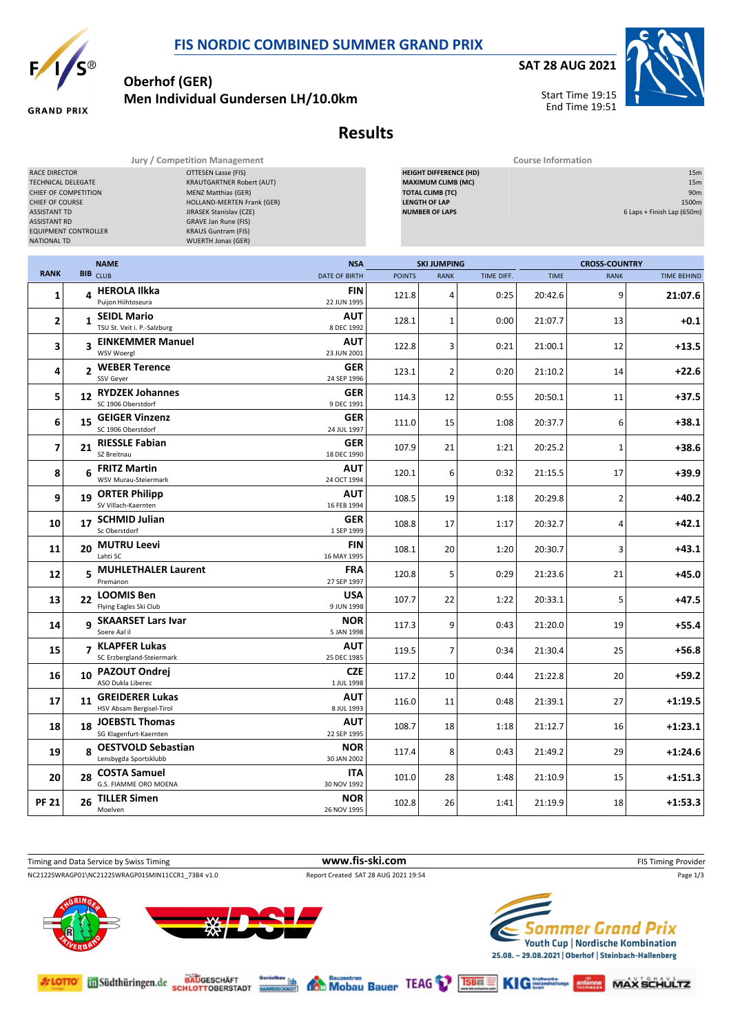# FIS NORDIC COMBINED SUMMER GRAND PRIX

GRAND PRIX

## Oberhof (GER)
## Men Individual Gundersen LH/10.0km

SAT 28 AUG 2021

Start Time 19:15
End Time 19:51

# Results

| Jury / Competition Management | |
|---|---|
| RACE DIRECTOR | OTTESEN Lasse (FIS) |
| TECHNICAL DELEGATE | KRAUTGARTNER Robert (AUT) |
| CHIEF OF COMPETITION | MENZ Matthias (GER) |
| CHIEF OF COURSE | HOLLAND-MERTEN Frank (GER) |
| ASSISTANT TD | JIRASEK Stanislav (CZE) |
| ASSISTANT RD | GRAVE Jan Rune (FIS) |
| EQUIPMENT CONTROLLER | KRAUS Guntram (FIS) |
| NATIONAL TD | WUERTH Jonas (GER) |

| Course Information | |
|---|---|
| HEIGHT DIFFERENCE (HD) | 15m |
| MAXIMUM CLIMB (MC) | 15m |
| TOTAL CLIMB (TC) | 90m |
| LENGTH OF LAP | 1500m |
| NUMBER OF LAPS | 6 Laps + Finish Lap (650m) |

| RANK | BIB | NAME / CLUB | NSA / DATE OF BIRTH | SKI JUMPING POINTS | SKI JUMPING RANK | SKI JUMPING TIME DIFF. | CROSS-COUNTRY TIME | CROSS-COUNTRY RANK | CROSS-COUNTRY TIME BEHIND |
|---|---|---|---|---|---|---|---|---|---|
| 1 | 4 | **HEROLA Ilkka** Puijon Hiihtoseura | **FIN** 22 JUN 1995 | 121.8 | 4 | 0:25 | 20:42.6 | 9 | **21:07.6** |
| 2 | 1 | **SEIDL Mario** TSU St. Veit i. P.-Salzburg | **AUT** 8 DEC 1992 | 128.1 | 1 | 0:00 | 21:07.7 | 13 | **+0.1** |
| 3 | 3 | **EINKEMMER Manuel** WSV Woergl | **AUT** 23 JUN 2001 | 122.8 | 3 | 0:21 | 21:00.1 | 12 | **+13.5** |
| 4 | 2 | **WEBER Terence** SSV Geyer | **GER** 24 SEP 1996 | 123.1 | 2 | 0:20 | 21:10.2 | 14 | **+22.6** |
| 5 | 12 | **RYDZEK Johannes** SC 1906 Oberstdorf | **GER** 9 DEC 1991 | 114.3 | 12 | 0:55 | 20:50.1 | 11 | **+37.5** |
| 6 | 15 | **GEIGER Vinzenz** SC 1906 Oberstdorf | **GER** 24 JUL 1997 | 111.0 | 15 | 1:08 | 20:37.7 | 6 | **+38.1** |
| 7 | 21 | **RIESSLE Fabian** SZ Breitnau | **GER** 18 DEC 1990 | 107.9 | 21 | 1:21 | 20:25.2 | 1 | **+38.6** |
| 8 | 6 | **FRITZ Martin** WSV Murau-Steiermark | **AUT** 24 OCT 1994 | 120.1 | 6 | 0:32 | 21:15.5 | 17 | **+39.9** |
| 9 | 19 | **ORTER Philipp** SV Villach-Kaernten | **AUT** 16 FEB 1994 | 108.5 | 19 | 1:18 | 20:29.8 | 2 | **+40.2** |
| 10 | 17 | **SCHMID Julian** Sc Oberstdorf | **GER** 1 SEP 1999 | 108.8 | 17 | 1:17 | 20:32.7 | 4 | **+42.1** |
| 11 | 20 | **MUTRU Leevi** Lahti SC | **FIN** 16 MAY 1995 | 108.1 | 20 | 1:20 | 20:30.7 | 3 | **+43.1** |
| 12 | 5 | **MUHLETHALER Laurent** Premanon | **FRA** 27 SEP 1997 | 120.8 | 5 | 0:29 | 21:23.6 | 21 | **+45.0** |
| 13 | 22 | **LOOMIS Ben** Flying Eagles Ski Club | **USA** 9 JUN 1998 | 107.7 | 22 | 1:22 | 20:33.1 | 5 | **+47.5** |
| 14 | 9 | **SKAARSET Lars Ivar** Soere Aal il | **NOR** 5 JAN 1998 | 117.3 | 9 | 0:43 | 21:20.0 | 19 | **+55.4** |
| 15 | 7 | **KLAPFER Lukas** SC Erzbergland-Steiermark | **AUT** 25 DEC 1985 | 119.5 | 7 | 0:34 | 21:30.4 | 25 | **+56.8** |
| 16 | 10 | **PAZOUT Ondrej** ASO Dukla Liberec | **CZE** 1 JUL 1998 | 117.2 | 10 | 0:44 | 21:22.8 | 20 | **+59.2** |
| 17 | 11 | **GREIDERER Lukas** HSV Absam Bergisel-Tirol | **AUT** 8 JUL 1993 | 116.0 | 11 | 0:48 | 21:39.1 | 27 | **+1:19.5** |
| 18 | 18 | **JOEBSTL Thomas** SG Klagenfurt-Kaernten | **AUT** 22 SEP 1995 | 108.7 | 18 | 1:18 | 21:12.7 | 16 | **+1:23.1** |
| 19 | 8 | **OESTVOLD Sebastian** Lensbygda Sportsklubb | **NOR** 30 JAN 2002 | 117.4 | 8 | 0:43 | 21:49.2 | 29 | **+1:24.6** |
| 20 | 28 | **COSTA Samuel** G.S. FIAMME ORO MOENA | **ITA** 30 NOV 1992 | 101.0 | 28 | 1:48 | 21:10.9 | 15 | **+1:51.3** |
| PF 21 | 26 | **TILLER Simen** Moelven | **NOR** 26 NOV 1995 | 102.8 | 26 | 1:41 | 21:19.9 | 18 | **+1:53.3** |

Timing and Data Service by Swiss Timing — www.fis-ski.com — FIS Timing Provider

NC2122SWRAGP01\NC2122SWRAGP01SMIN11CCR1_73B4 v1.0 — Report Created SAT 28 AUG 2021 19:54

Sommer Grand Prix
Youth Cup | Nordische Kombination
25.08. – 29.08.2021 | Oberhof | Steinbach-Hallenberg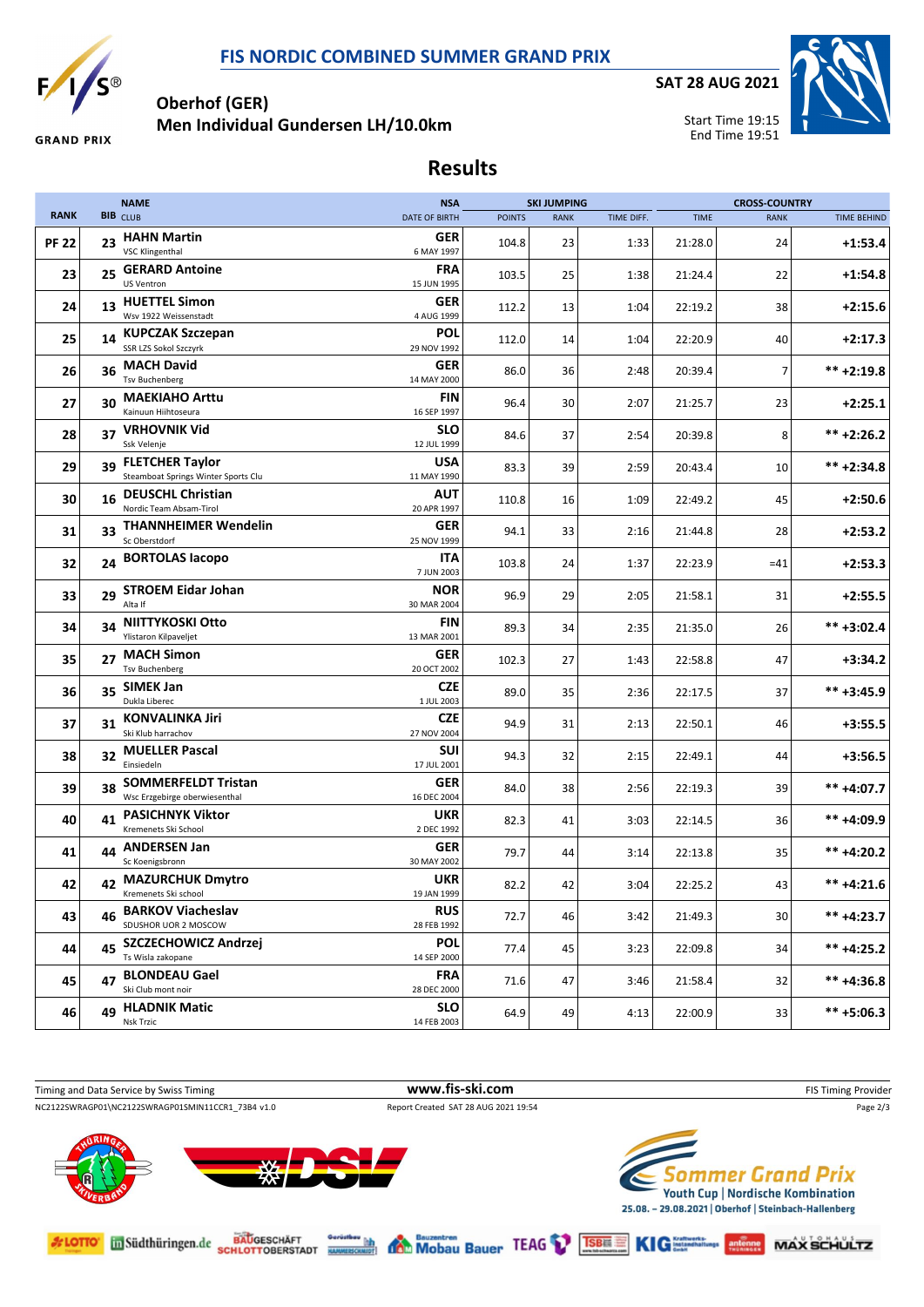# FIS NORDIC COMBINED SUMMER GRAND PRIX

**SAT 28 AUG 2021**

## Oberhof (GER)
## Men Individual Gundersen LH/10.0km

Start Time 19:15
End Time 19:51

## Results

| RANK | BIB | NAME / CLUB | NSA / DATE OF BIRTH | SKI JUMPING POINTS | SKI JUMPING RANK | SKI JUMPING TIME DIFF. | CROSS-COUNTRY TIME | CROSS-COUNTRY RANK | CROSS-COUNTRY TIME BEHIND |
|---|---|---|---|---|---|---|---|---|---|
| PF 22 | 23 | **HAHN Martin** VSC Klingenthal | **GER** 6 MAY 1997 | 104.8 | 23 | 1:33 | 21:28.0 | 24 | **+1:53.4** |
| 23 | 25 | **GERARD Antoine** US Ventron | **FRA** 15 JUN 1995 | 103.5 | 25 | 1:38 | 21:24.4 | 22 | **+1:54.8** |
| 24 | 13 | **HUETTEL Simon** Wsv 1922 Weissenstadt | **GER** 4 AUG 1999 | 112.2 | 13 | 1:04 | 22:19.2 | 38 | **+2:15.6** |
| 25 | 14 | **KUPCZAK Szczepan** SSR LZS Sokol Szczyrk | **POL** 29 NOV 1992 | 112.0 | 14 | 1:04 | 22:20.9 | 40 | **+2:17.3** |
| 26 | 36 | **MACH David** Tsv Buchenberg | **GER** 14 MAY 2000 | 86.0 | 36 | 2:48 | 20:39.4 | 7 | **\*\* +2:19.8** |
| 27 | 30 | **MAEKIAHO Arttu** Kainuun Hiihtoseura | **FIN** 16 SEP 1997 | 96.4 | 30 | 2:07 | 21:25.7 | 23 | **+2:25.1** |
| 28 | 37 | **VRHOVNIK Vid** Ssk Velenje | **SLO** 12 JUL 1999 | 84.6 | 37 | 2:54 | 20:39.8 | 8 | **\*\* +2:26.2** |
| 29 | 39 | **FLETCHER Taylor** Steamboat Springs Winter Sports Clu | **USA** 11 MAY 1990 | 83.3 | 39 | 2:59 | 20:43.4 | 10 | **\*\* +2:34.8** |
| 30 | 16 | **DEUSCHL Christian** Nordic Team Absam-Tirol | **AUT** 20 APR 1997 | 110.8 | 16 | 1:09 | 22:49.2 | 45 | **+2:50.6** |
| 31 | 33 | **THANNHEIMER Wendelin** Sc Oberstdorf | **GER** 25 NOV 1999 | 94.1 | 33 | 2:16 | 21:44.8 | 28 | **+2:53.2** |
| 32 | 24 | **BORTOLAS Iacopo** | **ITA** 7 JUN 2003 | 103.8 | 24 | 1:37 | 22:23.9 | =41 | **+2:53.3** |
| 33 | 29 | **STROEM Eidar Johan** Alta If | **NOR** 30 MAR 2004 | 96.9 | 29 | 2:05 | 21:58.1 | 31 | **+2:55.5** |
| 34 | 34 | **NIITTYKOSKI Otto** Ylistaron Kilpaveljet | **FIN** 13 MAR 2001 | 89.3 | 34 | 2:35 | 21:35.0 | 26 | **\*\* +3:02.4** |
| 35 | 27 | **MACH Simon** Tsv Buchenberg | **GER** 20 OCT 2002 | 102.3 | 27 | 1:43 | 22:58.8 | 47 | **+3:34.2** |
| 36 | 35 | **SIMEK Jan** Dukla Liberec | **CZE** 1 JUL 2003 | 89.0 | 35 | 2:36 | 22:17.5 | 37 | **\*\* +3:45.9** |
| 37 | 31 | **KONVALINKA Jiri** Ski Klub harrachov | **CZE** 27 NOV 2004 | 94.9 | 31 | 2:13 | 22:50.1 | 46 | **+3:55.5** |
| 38 | 32 | **MUELLER Pascal** Einsiedeln | **SUI** 17 JUL 2001 | 94.3 | 32 | 2:15 | 22:49.1 | 44 | **+3:56.5** |
| 39 | 38 | **SOMMERFELDT Tristan** Wsc Erzgebirge oberwiesenthal | **GER** 16 DEC 2004 | 84.0 | 38 | 2:56 | 22:19.3 | 39 | **\*\* +4:07.7** |
| 40 | 41 | **PASICHNYK Viktor** Kremenets Ski School | **UKR** 2 DEC 1992 | 82.3 | 41 | 3:03 | 22:14.5 | 36 | **\*\* +4:09.9** |
| 41 | 44 | **ANDERSEN Jan** Sc Koenigsbronn | **GER** 30 MAY 2002 | 79.7 | 44 | 3:14 | 22:13.8 | 35 | **\*\* +4:20.2** |
| 42 | 42 | **MAZURCHUK Dmytro** Kremenets Ski school | **UKR** 19 JAN 1999 | 82.2 | 42 | 3:04 | 22:25.2 | 43 | **\*\* +4:21.6** |
| 43 | 46 | **BARKOV Viacheslav** SDUSHOR UOR 2 MOSCOW | **RUS** 28 FEB 1992 | 72.7 | 46 | 3:42 | 21:49.3 | 30 | **\*\* +4:23.7** |
| 44 | 45 | **SZCZECHOWICZ Andrzej** Ts Wisla zakopane | **POL** 14 SEP 2000 | 77.4 | 45 | 3:23 | 22:09.8 | 34 | **\*\* +4:25.2** |
| 45 | 47 | **BLONDEAU Gael** Ski Club mont noir | **FRA** 28 DEC 2000 | 71.6 | 47 | 3:46 | 21:58.4 | 32 | **\*\* +4:36.8** |
| 46 | 49 | **HLADNIK Matic** Nsk Trzic | **SLO** 14 FEB 2003 | 64.9 | 49 | 4:13 | 22:00.9 | 33 | **\*\* +5:06.3** |

Timing and Data Service by Swiss Timing — www.fis-ski.com — FIS Timing Provider

NC2122SWRAGP01\NC2122SWRAGP01SMIN11CCR1_73B4 v1.0 — Report Created SAT 28 AUG 2021 19:54

Sommer Grand Prix — Youth Cup | Nordische Kombination — 25.08. – 29.08.2021 | Oberhof | Steinbach-Hallenberg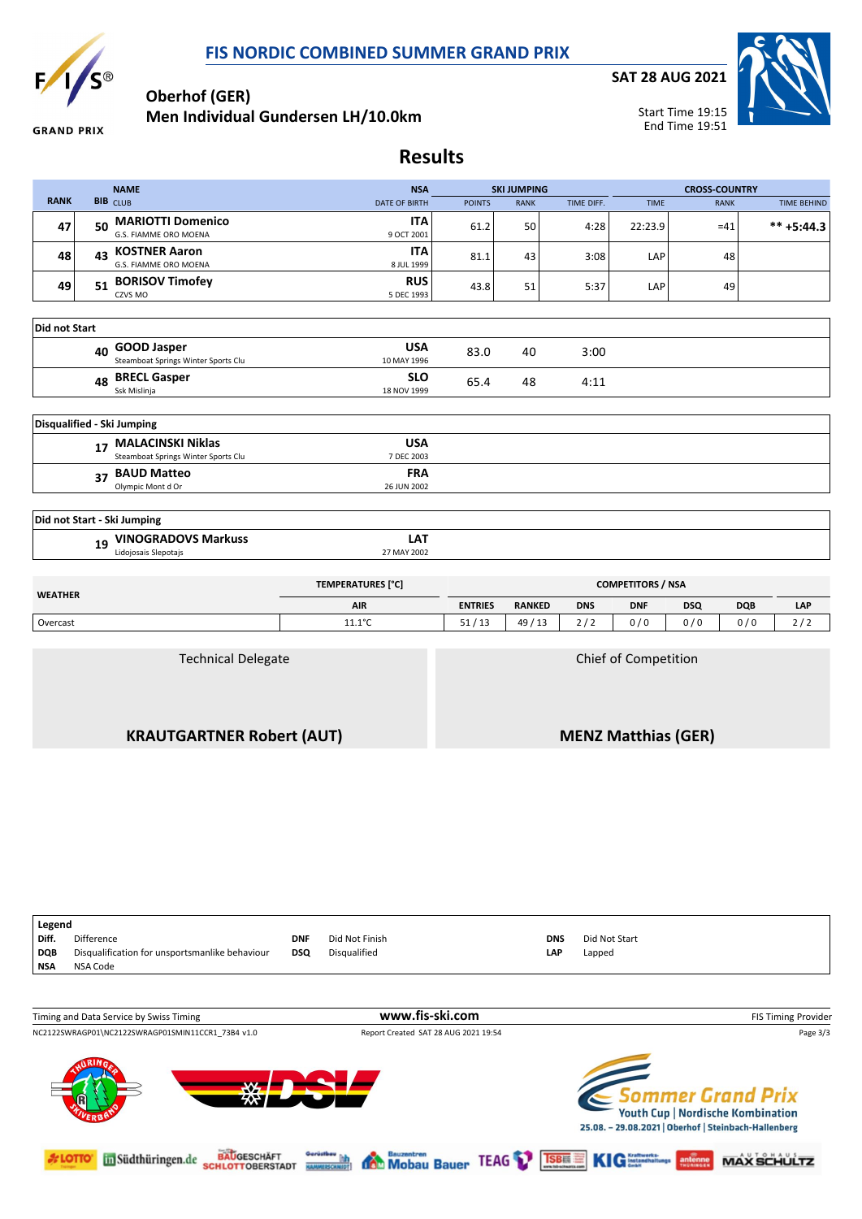# FIS NORDIC COMBINED SUMMER GRAND PRIX

GRAND PRIX

**Oberhof (GER)**

**Men Individual Gundersen LH/10.0km**

**SAT 28 AUG 2021**

Start Time 19:15
End Time 19:51

## Results

| RANK | BIB | NAME / CLUB | NSA / DATE OF BIRTH | SKI JUMPING POINTS | SKI JUMPING RANK | SKI JUMPING TIME DIFF. | CROSS-COUNTRY TIME | CROSS-COUNTRY RANK | CROSS-COUNTRY TIME BEHIND |
|---|---|---|---|---|---|---|---|---|---|
| 47 | 50 | **MARIOTTI Domenico** G.S. FIAMME ORO MOENA | ITA 9 OCT 2001 | 61.2 | 50 | 4:28 | 22:23.9 | =41 | ** +5:44.3 |
| 48 | 43 | **KOSTNER Aaron** G.S. FIAMME ORO MOENA | ITA 8 JUL 1999 | 81.1 | 43 | 3:08 | LAP | 48 | |
| 49 | 51 | **BORISOV Timofey** CZVS MO | RUS 5 DEC 1993 | 43.8 | 51 | 5:37 | LAP | 49 | |

**Did not Start**

| BIB | NAME / CLUB | NSA / DATE OF BIRTH | POINTS | RANK | TIME DIFF. |
|---|---|---|---|---|---|
| 40 | **GOOD Jasper** Steamboat Springs Winter Sports Clu | USA 10 MAY 1996 | 83.0 | 40 | 3:00 |
| 48 | **BRECL Gasper** Ssk Mislinja | SLO 18 NOV 1999 | 65.4 | 48 | 4:11 |

**Disqualified - Ski Jumping**

| BIB | NAME / CLUB | NSA / DATE OF BIRTH |
|---|---|---|
| 17 | **MALACINSKI Niklas** Steamboat Springs Winter Sports Clu | USA 7 DEC 2003 |
| 37 | **BAUD Matteo** Olympic Mont d Or | FRA 26 JUN 2002 |

**Did not Start - Ski Jumping**

| BIB | NAME / CLUB | NSA / DATE OF BIRTH |
|---|---|---|
| 19 | **VINOGRADOVS Markuss** Lidojosais Slepotajs | LAT 27 MAY 2002 |

| WEATHER | TEMPERATURES [°C] AIR | ENTRIES | RANKED | DNS | DNF | DSQ | DQB | LAP |
|---|---|---|---|---|---|---|---|---|
| Overcast | 11.1°C | 51 / 13 | 49 / 13 | 2 / 2 | 0 / 0 | 0 / 0 | 0 / 0 | 2 / 2 |

| Technical Delegate | Chief of Competition |
|---|---|
| **KRAUTGARTNER Robert (AUT)** | **MENZ Matthias (GER)** |

**Legend**

| | | | | | |
|---|---|---|---|---|---|
| **Diff.** | Difference | **DNF** | Did Not Finish | **DNS** | Did Not Start |
| **DQB** | Disqualification for unsportsmanlike behaviour | **DSQ** | Disqualified | **LAP** | Lapped |
| **NSA** | NSA Code | | | | |

Timing and Data Service by Swiss Timing — www.fis-ski.com — FIS Timing Provider

NC2122SWRAGP01\NC2122SWRAGP01SMIN11CCR1_73B4 v1.0 — Report Created SAT 28 AUG 2021 19:54

Sommer Grand Prix — Youth Cup | Nordische Kombination — 25.08. – 29.08.2021 | Oberhof | Steinbach-Hallenberg